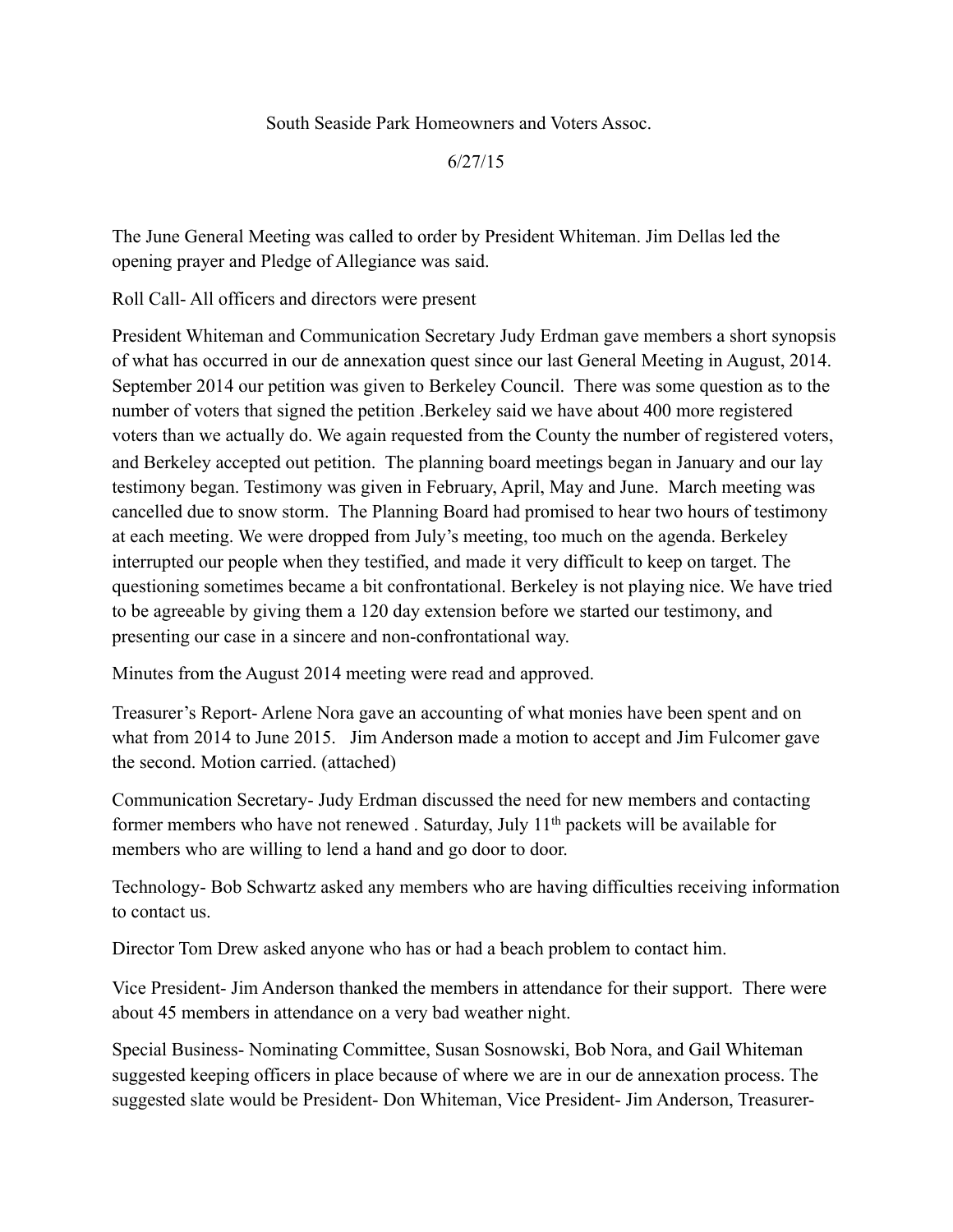South Seaside Park Homeowners and Voters Assoc.

6/27/15

The June General Meeting was called to order by President Whiteman. Jim Dellas led the opening prayer and Pledge of Allegiance was said.

Roll Call- All officers and directors were present

President Whiteman and Communication Secretary Judy Erdman gave members a short synopsis of what has occurred in our de annexation quest since our last General Meeting in August, 2014. September 2014 our petition was given to Berkeley Council. There was some question as to the number of voters that signed the petition .Berkeley said we have about 400 more registered voters than we actually do. We again requested from the County the number of registered voters, and Berkeley accepted out petition. The planning board meetings began in January and our lay testimony began. Testimony was given in February, April, May and June. March meeting was cancelled due to snow storm. The Planning Board had promised to hear two hours of testimony at each meeting. We were dropped from July's meeting, too much on the agenda. Berkeley interrupted our people when they testified, and made it very difficult to keep on target. The questioning sometimes became a bit confrontational. Berkeley is not playing nice. We have tried to be agreeable by giving them a 120 day extension before we started our testimony, and presenting our case in a sincere and non-confrontational way.

Minutes from the August 2014 meeting were read and approved.

Treasurer's Report- Arlene Nora gave an accounting of what monies have been spent and on what from 2014 to June 2015. Jim Anderson made a motion to accept and Jim Fulcomer gave the second. Motion carried. (attached)

Communication Secretary- Judy Erdman discussed the need for new members and contacting former members who have not renewed . Saturday, July 11th packets will be available for members who are willing to lend a hand and go door to door.

Technology- Bob Schwartz asked any members who are having difficulties receiving information to contact us.

Director Tom Drew asked anyone who has or had a beach problem to contact him.

Vice President- Jim Anderson thanked the members in attendance for their support. There were about 45 members in attendance on a very bad weather night.

Special Business- Nominating Committee, Susan Sosnowski, Bob Nora, and Gail Whiteman suggested keeping officers in place because of where we are in our de annexation process. The suggested slate would be President- Don Whiteman, Vice President- Jim Anderson, Treasurer-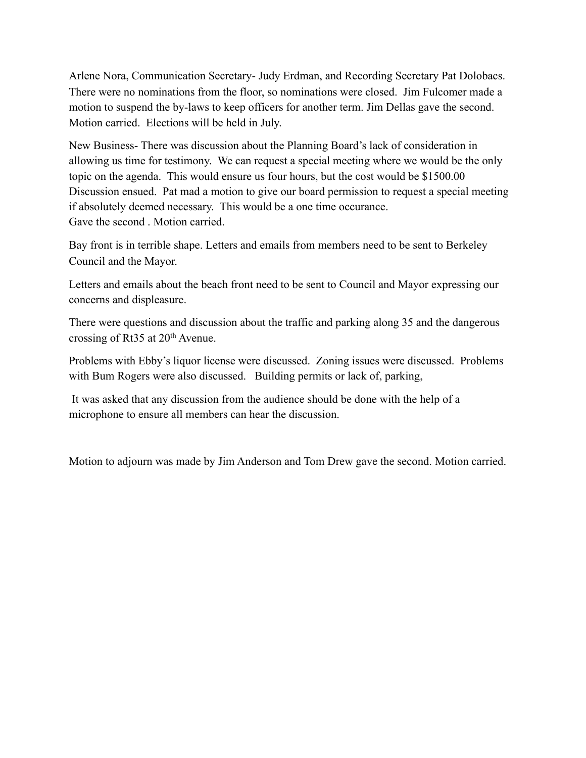Arlene Nora, Communication Secretary- Judy Erdman, and Recording Secretary Pat Dolobacs. There were no nominations from the floor, so nominations were closed. Jim Fulcomer made a motion to suspend the by-laws to keep officers for another term. Jim Dellas gave the second. Motion carried. Elections will be held in July.

New Business- There was discussion about the Planning Board's lack of consideration in allowing us time for testimony. We can request a special meeting where we would be the only topic on the agenda. This would ensure us four hours, but the cost would be $1500.00 Discussion ensued. Pat mad a motion to give our board permission to request a special meeting if absolutely deemed necessary. This would be a one time occurance.
Gave the second . Motion carried.

Bay front is in terrible shape. Letters and emails from members need to be sent to Berkeley Council and the Mayor.

Letters and emails about the beach front need to be sent to Council and Mayor expressing our concerns and displeasure.

There were questions and discussion about the traffic and parking along 35 and the dangerous crossing of Rt35 at 20th Avenue.

Problems with Ebby's liquor license were discussed. Zoning issues were discussed. Problems with Bum Rogers were also discussed. Building permits or lack of, parking,

It was asked that any discussion from the audience should be done with the help of a microphone to ensure all members can hear the discussion.

Motion to adjourn was made by Jim Anderson and Tom Drew gave the second. Motion carried.